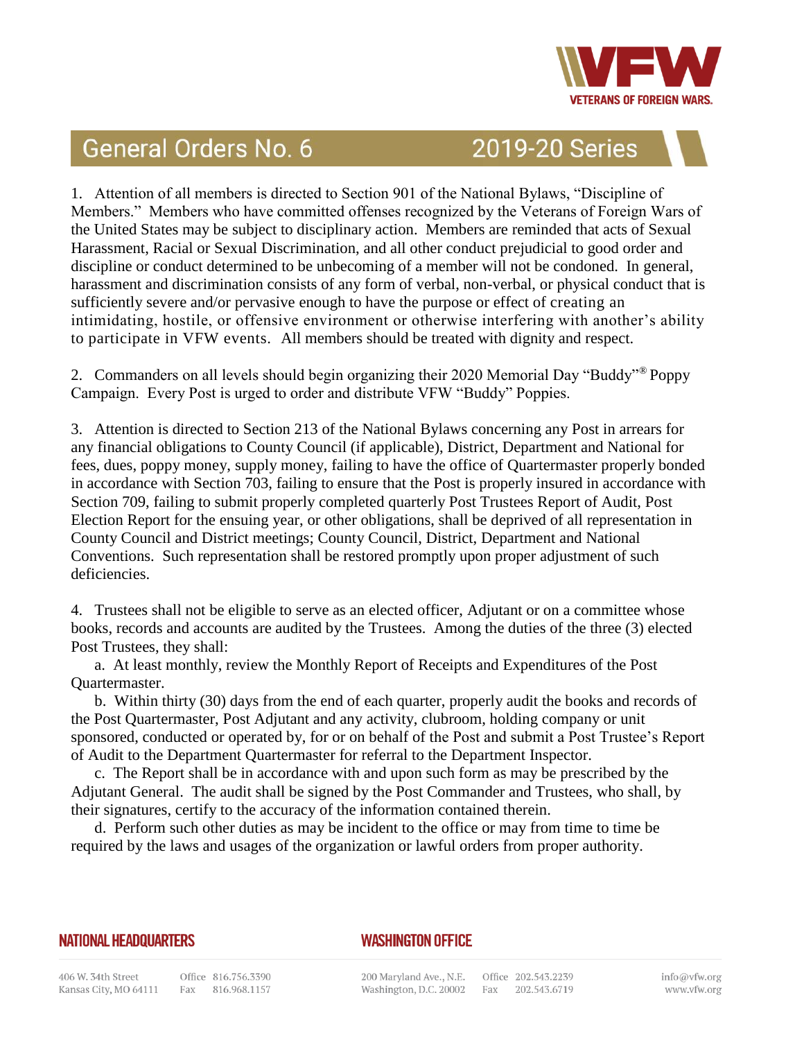# General Orders No. 6 — 2019-20 Series

1. Attention of all members is directed to Section 901 of the National Bylaws, "Discipline of Members." Members who have committed offenses recognized by the Veterans of Foreign Wars of the United States may be subject to disciplinary action. Members are reminded that acts of Sexual Harassment, Racial or Sexual Discrimination, and all other conduct prejudicial to good order and discipline or conduct determined to be unbecoming of a member will not be condoned. In general, harassment and discrimination consists of any form of verbal, non-verbal, or physical conduct that is sufficiently severe and/or pervasive enough to have the purpose or effect of creating an intimidating, hostile, or offensive environment or otherwise interfering with another's ability to participate in VFW events. All members should be treated with dignity and respect.

2. Commanders on all levels should begin organizing their 2020 Memorial Day "Buddy"® Poppy Campaign. Every Post is urged to order and distribute VFW "Buddy" Poppies.

3. Attention is directed to Section 213 of the National Bylaws concerning any Post in arrears for any financial obligations to County Council (if applicable), District, Department and National for fees, dues, poppy money, supply money, failing to have the office of Quartermaster properly bonded in accordance with Section 703, failing to ensure that the Post is properly insured in accordance with Section 709, failing to submit properly completed quarterly Post Trustees Report of Audit, Post Election Report for the ensuing year, or other obligations, shall be deprived of all representation in County Council and District meetings; County Council, District, Department and National Conventions. Such representation shall be restored promptly upon proper adjustment of such deficiencies.

4. Trustees shall not be eligible to serve as an elected officer, Adjutant or on a committee whose books, records and accounts are audited by the Trustees. Among the duties of the three (3) elected Post Trustees, they shall:

   a. At least monthly, review the Monthly Report of Receipts and Expenditures of the Post Quartermaster.

   b. Within thirty (30) days from the end of each quarter, properly audit the books and records of the Post Quartermaster, Post Adjutant and any activity, clubroom, holding company or unit sponsored, conducted or operated by, for or on behalf of the Post and submit a Post Trustee's Report of Audit to the Department Quartermaster for referral to the Department Inspector.

   c. The Report shall be in accordance with and upon such form as may be prescribed by the Adjutant General. The audit shall be signed by the Post Commander and Trustees, who shall, by their signatures, certify to the accuracy of the information contained therein.

   d. Perform such other duties as may be incident to the office or may from time to time be required by the laws and usages of the organization or lawful orders from proper authority.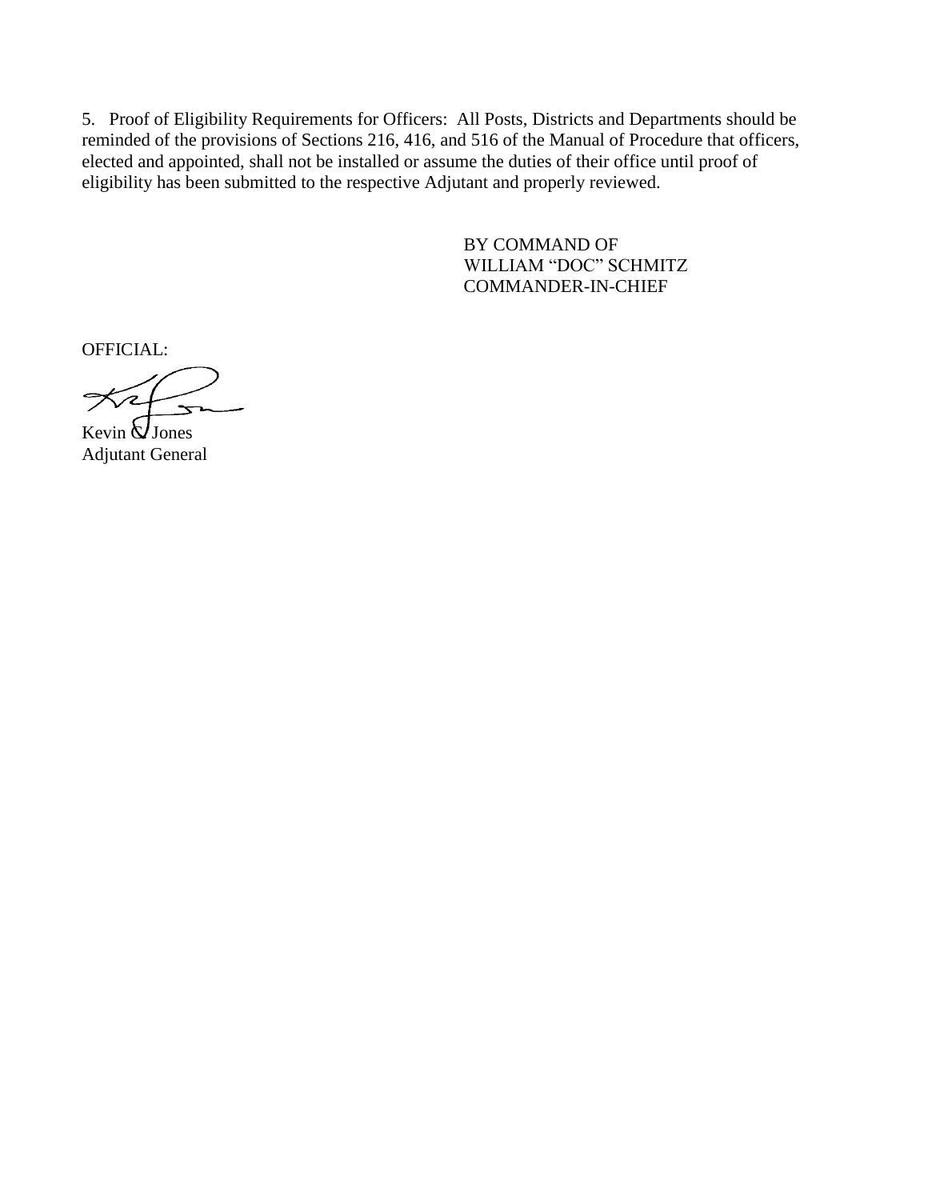5. Proof of Eligibility Requirements for Officers: All Posts, Districts and Departments should be reminded of the provisions of Sections 216, 416, and 516 of the Manual of Procedure that officers, elected and appointed, shall not be installed or assume the duties of their office until proof of eligibility has been submitted to the respective Adjutant and properly reviewed.

BY COMMAND OF
WILLIAM "DOC" SCHMITZ
COMMANDER-IN-CHIEF

OFFICIAL:

Kevin C. Jones
Adjutant General